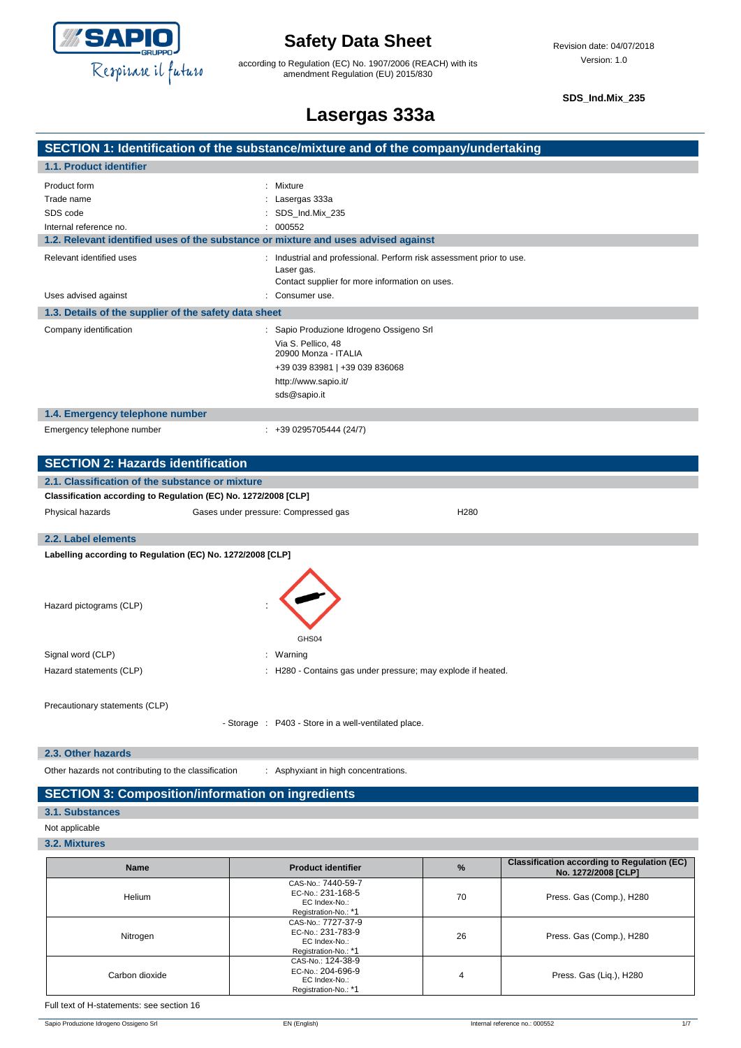# Safety Data Sheet

according to Regulation (EC) No. 1907/2006 (REACH) with its amendment Regulation (EU) 2015/830

Revision date: 04/07/2018
Version: 1.0

**SDS_Ind.Mix_235**

# Lasergas 333a

## SECTION 1: Identification of the substance/mixture and of the company/undertaking

### 1.1. Product identifier

Product form : Mixture
Trade name : Lasergas 333a
SDS code : SDS_Ind.Mix_235
Internal reference no. : 000552

### 1.2. Relevant identified uses of the substance or mixture and uses advised against

Relevant identified uses : Industrial and professional. Perform risk assessment prior to use.
Laser gas.
Contact supplier for more information on uses.

Uses advised against : Consumer use.

### 1.3. Details of the supplier of the safety data sheet

Company identification : Sapio Produzione Idrogeno Ossigeno Srl
Via S. Pellico, 48
20900 Monza - ITALIA
+39 039 83981 | +39 039 836068
http://www.sapio.it/
sds@sapio.it

### 1.4. Emergency telephone number

Emergency telephone number : +39 0295705444 (24/7)

## SECTION 2: Hazards identification

### 2.1. Classification of the substance or mixture

**Classification according to Regulation (EC) No. 1272/2008 [CLP]**

Physical hazards — Gases under pressure: Compressed gas — H280

### 2.2. Label elements

**Labelling according to Regulation (EC) No. 1272/2008 [CLP]**

Hazard pictograms (CLP) : GHS04

Signal word (CLP) : Warning

Hazard statements (CLP) : H280 - Contains gas under pressure; may explode if heated.

Precautionary statements (CLP)

- Storage : P403 - Store in a well-ventilated place.

### 2.3. Other hazards

Other hazards not contributing to the classification : Asphyxiant in high concentrations.

## SECTION 3: Composition/information on ingredients

### 3.1. Substances

Not applicable

### 3.2. Mixtures

| Name | Product identifier | % | Classification according to Regulation (EC) No. 1272/2008 [CLP] |
|---|---|---|---|
| Helium | CAS-No.: 7440-59-7<br>EC-No.: 231-168-5<br>EC Index-No.:<br>Registration-No.: *1 | 70 | Press. Gas (Comp.), H280 |
| Nitrogen | CAS-No.: 7727-37-9<br>EC-No.: 231-783-9<br>EC Index-No.:<br>Registration-No.: *1 | 26 | Press. Gas (Comp.), H280 |
| Carbon dioxide | CAS-No.: 124-38-9<br>EC-No.: 204-696-9<br>EC Index-No.:<br>Registration-No.: *1 | 4 | Press. Gas (Liq.), H280 |

Full text of H-statements: see section 16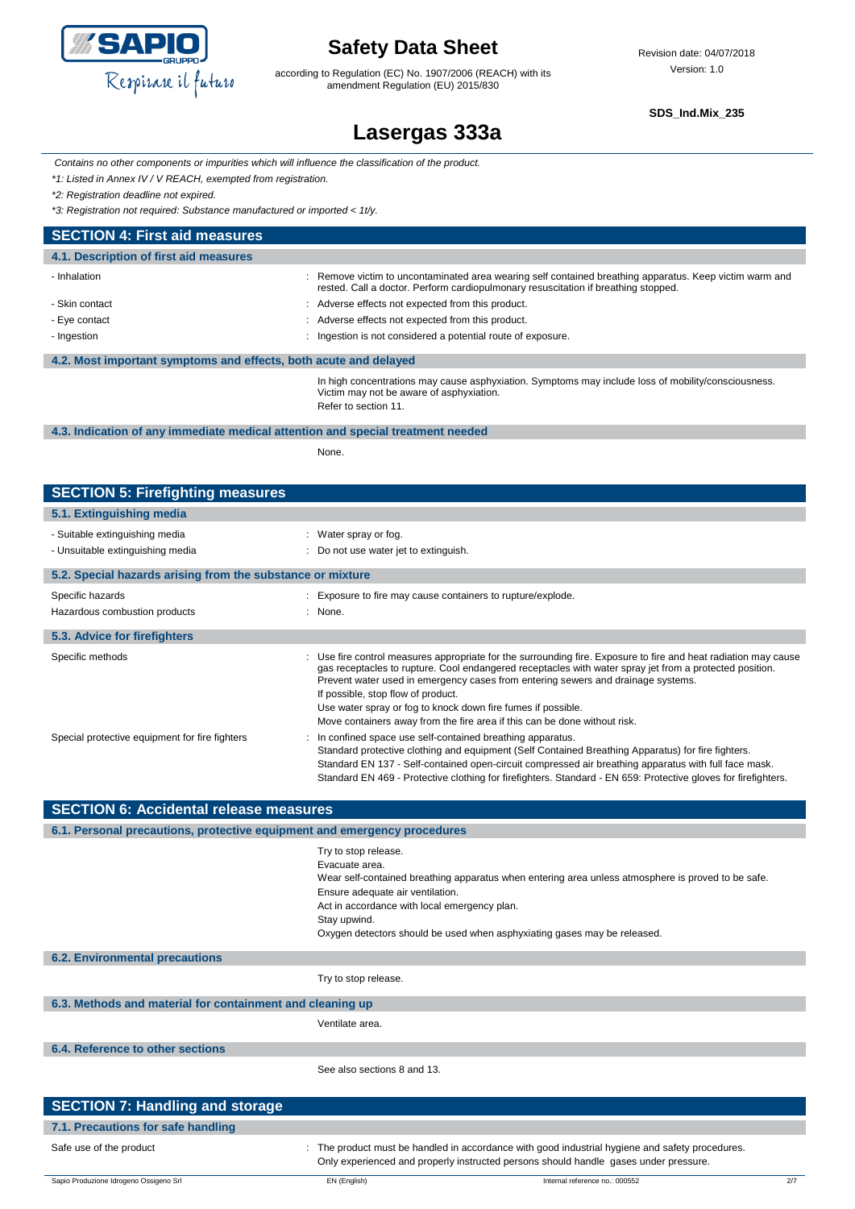*Contains no other components or impurities which will influence the classification of the product.*

*\*1: Listed in Annex IV / V REACH, exempted from registration.*

*\*2: Registration deadline not expired.*

*\*3: Registration not required: Substance manufactured or imported < 1t/y.*

## SECTION 4: First aid measures

### 4.1. Description of first aid measures

| | |
|---|---|
| - Inhalation | : Remove victim to uncontaminated area wearing self contained breathing apparatus. Keep victim warm and rested. Call a doctor. Perform cardiopulmonary resuscitation if breathing stopped. |
| - Skin contact | : Adverse effects not expected from this product. |
| - Eye contact | : Adverse effects not expected from this product. |
| - Ingestion | : Ingestion is not considered a potential route of exposure. |

### 4.2. Most important symptoms and effects, both acute and delayed

In high concentrations may cause asphyxiation. Symptoms may include loss of mobility/consciousness. Victim may not be aware of asphyxiation.

Refer to section 11.

### 4.3. Indication of any immediate medical attention and special treatment needed

None.

## SECTION 5: Firefighting measures

### 5.1. Extinguishing media

| | |
|---|---|
| - Suitable extinguishing media | : Water spray or fog. |
| - Unsuitable extinguishing media | : Do not use water jet to extinguish. |

### 5.2. Special hazards arising from the substance or mixture

| | |
|---|---|
| Specific hazards | : Exposure to fire may cause containers to rupture/explode. |
| Hazardous combustion products | : None. |

### 5.3. Advice for firefighters

| | |
|---|---|
| Specific methods | : Use fire control measures appropriate for the surrounding fire. Exposure to fire and heat radiation may cause gas receptacles to rupture. Cool endangered receptacles with water spray jet from a protected position. Prevent water used in emergency cases from entering sewers and drainage systems.<br>If possible, stop flow of product.<br>Use water spray or fog to knock down fire fumes if possible.<br>Move containers away from the fire area if this can be done without risk. |
| Special protective equipment for fire fighters | : In confined space use self-contained breathing apparatus.<br>Standard protective clothing and equipment (Self Contained Breathing Apparatus) for fire fighters.<br>Standard EN 137 - Self-contained open-circuit compressed air breathing apparatus with full face mask.<br>Standard EN 469 - Protective clothing for firefighters. Standard - EN 659: Protective gloves for firefighters. |

## SECTION 6: Accidental release measures

### 6.1. Personal precautions, protective equipment and emergency procedures

Try to stop release.

Evacuate area.

Wear self-contained breathing apparatus when entering area unless atmosphere is proved to be safe.

Ensure adequate air ventilation.

Act in accordance with local emergency plan.

Stay upwind.

Oxygen detectors should be used when asphyxiating gases may be released.

### 6.2. Environmental precautions

Try to stop release.

### 6.3. Methods and material for containment and cleaning up

Ventilate area.

### 6.4. Reference to other sections

See also sections 8 and 13.

## SECTION 7: Handling and storage

### 7.1. Precautions for safe handling

| | |
|---|---|
| Safe use of the product | : The product must be handled in accordance with good industrial hygiene and safety procedures.<br>Only experienced and properly instructed persons should handle gases under pressure. |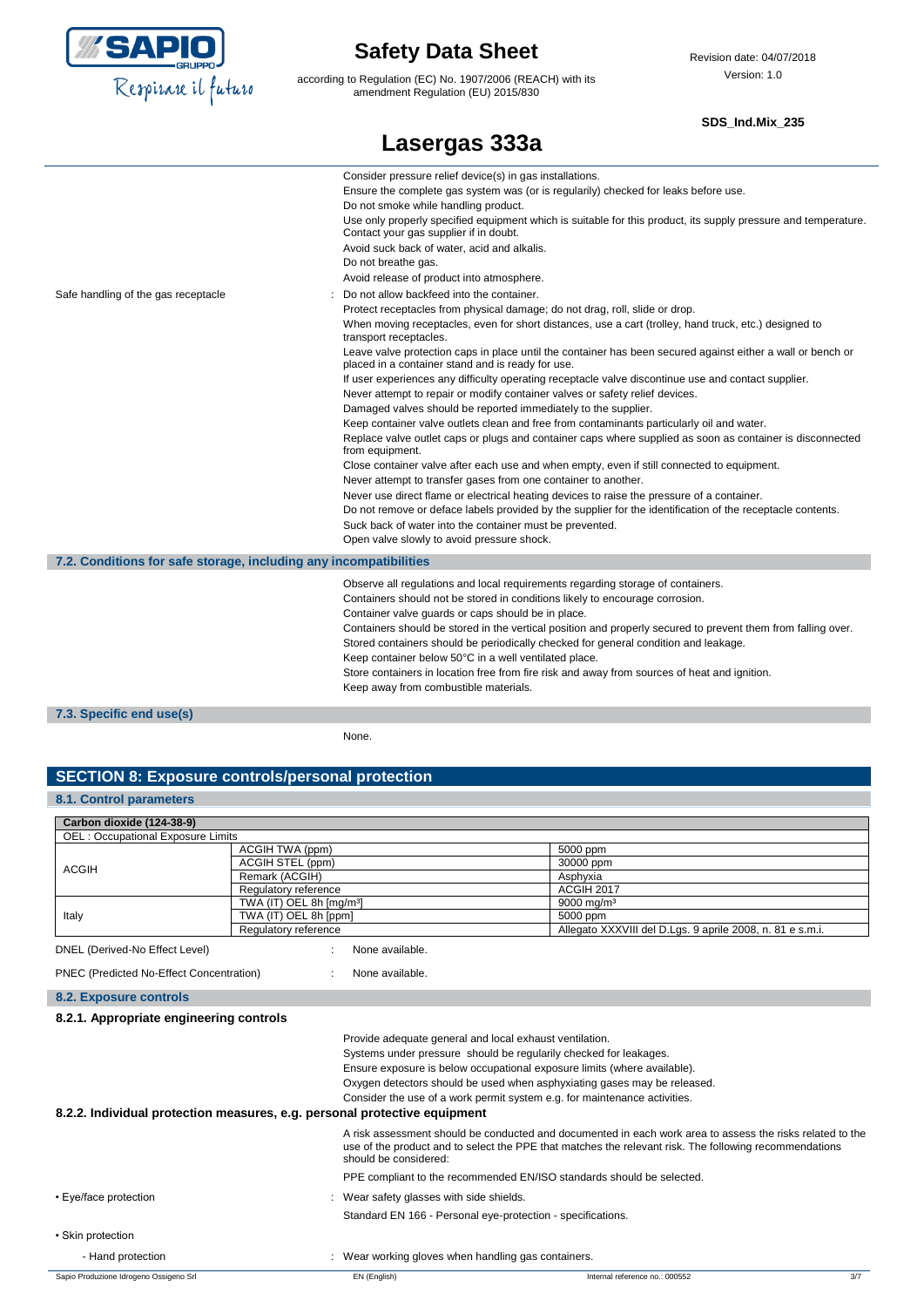Consider pressure relief device(s) in gas installations.
Ensure the complete gas system was (or is regularily) checked for leaks before use.
Do not smoke while handling product.
Use only properly specified equipment which is suitable for this product, its supply pressure and temperature. Contact your gas supplier if in doubt.
Avoid suck back of water, acid and alkalis.
Do not breathe gas.
Avoid release of product into atmosphere.

Safe handling of the gas receptacle : Do not allow backfeed into the container.
Protect receptacles from physical damage; do not drag, roll, slide or drop.
When moving receptacles, even for short distances, use a cart (trolley, hand truck, etc.) designed to transport receptacles.
Leave valve protection caps in place until the container has been secured against either a wall or bench or placed in a container stand and is ready for use.
If user experiences any difficulty operating receptacle valve discontinue use and contact supplier.
Never attempt to repair or modify container valves or safety relief devices.
Damaged valves should be reported immediately to the supplier.
Keep container valve outlets clean and free from contaminants particularly oil and water.
Replace valve outlet caps or plugs and container caps where supplied as soon as container is disconnected from equipment.
Close container valve after each use and when empty, even if still connected to equipment.
Never attempt to transfer gases from one container to another.
Never use direct flame or electrical heating devices to raise the pressure of a container.
Do not remove or deface labels provided by the supplier for the identification of the receptacle contents.
Suck back of water into the container must be prevented.
Open valve slowly to avoid pressure shock.

### 7.2. Conditions for safe storage, including any incompatibilities

Observe all regulations and local requirements regarding storage of containers.
Containers should not be stored in conditions likely to encourage corrosion.
Container valve guards or caps should be in place.
Containers should be stored in the vertical position and properly secured to prevent them from falling over.
Stored containers should be periodically checked for general condition and leakage.
Keep container below 50°C in a well ventilated place.
Store containers in location free from fire risk and away from sources of heat and ignition.
Keep away from combustible materials.

### 7.3. Specific end use(s)

None.

## SECTION 8: Exposure controls/personal protection

### 8.1. Control parameters

| Carbon dioxide (124-38-9) | | |
|---|---|---|
| OEL : Occupational Exposure Limits | | |
| ACGIH | ACGIH TWA (ppm) | 5000 ppm |
| | ACGIH STEL (ppm) | 30000 ppm |
| | Remark (ACGIH) | Asphyxia |
| | Regulatory reference | ACGIH 2017 |
| Italy | TWA (IT) OEL 8h [mg/m³] | 9000 mg/m³ |
| | TWA (IT) OEL 8h [ppm] | 5000 ppm |
| | Regulatory reference | Allegato XXXVIII del D.Lgs. 9 aprile 2008, n. 81 e s.m.i. |

DNEL (Derived-No Effect Level) : None available.

PNEC (Predicted No-Effect Concentration) : None available.

### 8.2. Exposure controls

#### 8.2.1. Appropriate engineering controls

Provide adequate general and local exhaust ventilation.
Systems under pressure should be regularily checked for leakages.
Ensure exposure is below occupational exposure limits (where available).
Oxygen detectors should be used when asphyxiating gases may be released.
Consider the use of a work permit system e.g. for maintenance activities.

#### 8.2.2. Individual protection measures, e.g. personal protective equipment

A risk assessment should be conducted and documented in each work area to assess the risks related to the use of the product and to select the PPE that matches the relevant risk. The following recommendations should be considered:

PPE compliant to the recommended EN/ISO standards should be selected.

• Eye/face protection : Wear safety glasses with side shields.
Standard EN 166 - Personal eye-protection - specifications.

• Skin protection

- Hand protection : Wear working gloves when handling gas containers.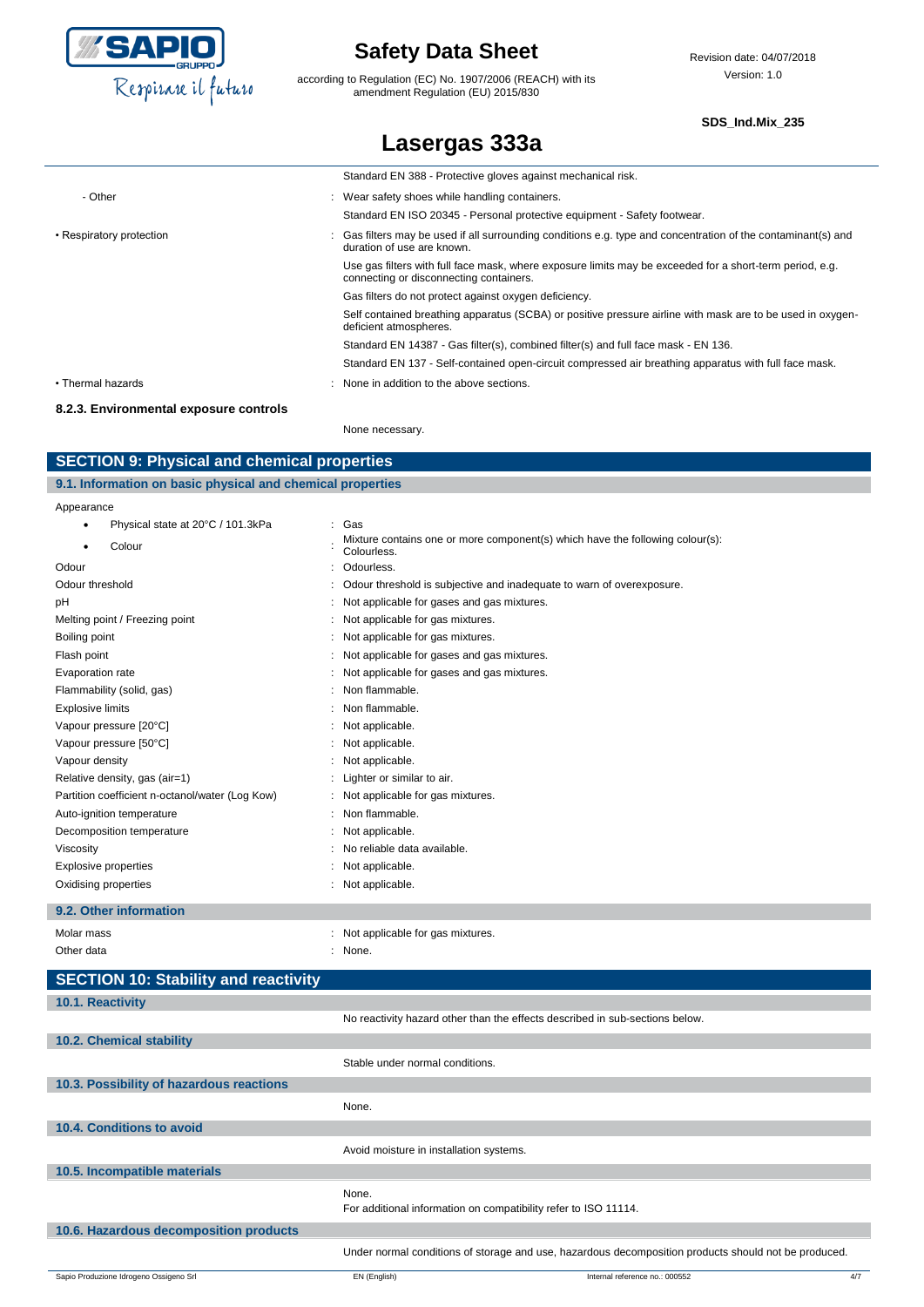| | |
|---|---|
| | Standard EN 388 - Protective gloves against mechanical risk. |
| - Other | : Wear safety shoes while handling containers. |
| | Standard EN ISO 20345 - Personal protective equipment - Safety footwear. |
| • Respiratory protection | : Gas filters may be used if all surrounding conditions e.g. type and concentration of the contaminant(s) and duration of use are known. |
| | Use gas filters with full face mask, where exposure limits may be exceeded for a short-term period, e.g. connecting or disconnecting containers. |
| | Gas filters do not protect against oxygen deficiency. |
| | Self contained breathing apparatus (SCBA) or positive pressure airline with mask are to be used in oxygen-deficient atmospheres. |
| | Standard EN 14387 - Gas filter(s), combined filter(s) and full face mask - EN 136. |
| | Standard EN 137 - Self-contained open-circuit compressed air breathing apparatus with full face mask. |
| • Thermal hazards | : None in addition to the above sections. |

**8.2.3. Environmental exposure controls**

None necessary.

## SECTION 9: Physical and chemical properties

### 9.1. Information on basic physical and chemical properties

| | |
|---|---|
| Appearance | |
| • Physical state at 20°C / 101.3kPa | : Gas |
| • Colour | : Mixture contains one or more component(s) which have the following colour(s): Colourless. |
| Odour | : Odourless. |
| Odour threshold | : Odour threshold is subjective and inadequate to warn of overexposure. |
| pH | : Not applicable for gases and gas mixtures. |
| Melting point / Freezing point | : Not applicable for gas mixtures. |
| Boiling point | : Not applicable for gas mixtures. |
| Flash point | : Not applicable for gases and gas mixtures. |
| Evaporation rate | : Not applicable for gases and gas mixtures. |
| Flammability (solid, gas) | : Non flammable. |
| Explosive limits | : Non flammable. |
| Vapour pressure [20°C] | : Not applicable. |
| Vapour pressure [50°C] | : Not applicable. |
| Vapour density | : Not applicable. |
| Relative density, gas (air=1) | : Lighter or similar to air. |
| Partition coefficient n-octanol/water (Log Kow) | : Not applicable for gas mixtures. |
| Auto-ignition temperature | : Non flammable. |
| Decomposition temperature | : Not applicable. |
| Viscosity | : No reliable data available. |
| Explosive properties | : Not applicable. |
| Oxidising properties | : Not applicable. |

### 9.2. Other information

| | |
|---|---|
| Molar mass | : Not applicable for gas mixtures. |
| Other data | : None. |

## SECTION 10: Stability and reactivity

### 10.1. Reactivity

No reactivity hazard other than the effects described in sub-sections below.

### 10.2. Chemical stability

Stable under normal conditions.

### 10.3. Possibility of hazardous reactions

None.

### 10.4. Conditions to avoid

Avoid moisture in installation systems.

### 10.5. Incompatible materials

None.
For additional information on compatibility refer to ISO 11114.

### 10.6. Hazardous decomposition products

Under normal conditions of storage and use, hazardous decomposition products should not be produced.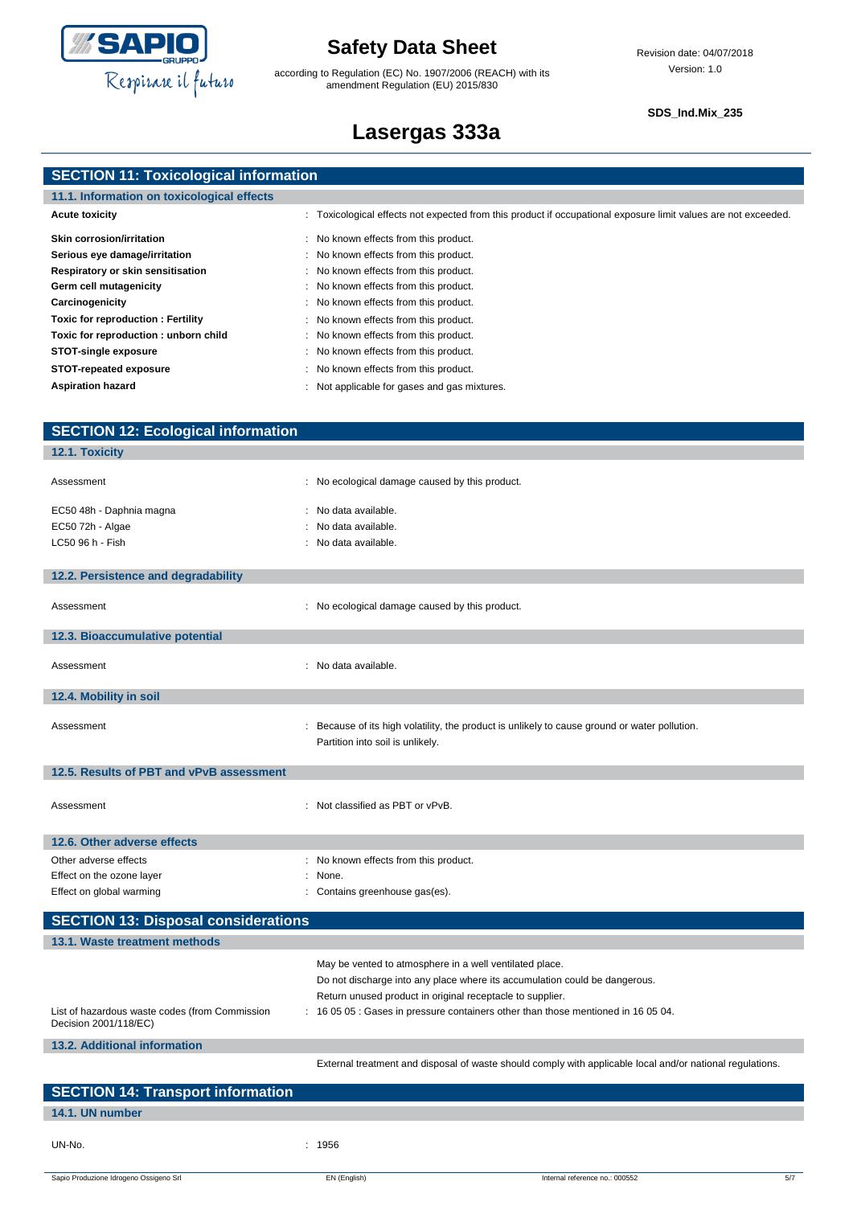## SECTION 11: Toxicological information

### 11.1. Information on toxicological effects

| | |
|---|---|
| **Acute toxicity** | : Toxicological effects not expected from this product if occupational exposure limit values are not exceeded. |
| **Skin corrosion/irritation** | : No known effects from this product. |
| **Serious eye damage/irritation** | : No known effects from this product. |
| **Respiratory or skin sensitisation** | : No known effects from this product. |
| **Germ cell mutagenicity** | : No known effects from this product. |
| **Carcinogenicity** | : No known effects from this product. |
| **Toxic for reproduction : Fertility** | : No known effects from this product. |
| **Toxic for reproduction : unborn child** | : No known effects from this product. |
| **STOT-single exposure** | : No known effects from this product. |
| **STOT-repeated exposure** | : No known effects from this product. |
| **Aspiration hazard** | : Not applicable for gases and gas mixtures. |

## SECTION 12: Ecological information

### 12.1. Toxicity

| | |
|---|---|
| Assessment | : No ecological damage caused by this product. |
| EC50 48h - Daphnia magna | : No data available. |
| EC50 72h - Algae | : No data available. |
| LC50 96 h - Fish | : No data available. |

### 12.2. Persistence and degradability

| | |
|---|---|
| Assessment | : No ecological damage caused by this product. |

### 12.3. Bioaccumulative potential

| | |
|---|---|
| Assessment | : No data available. |

### 12.4. Mobility in soil

| | |
|---|---|
| Assessment | : Because of its high volatility, the product is unlikely to cause ground or water pollution. Partition into soil is unlikely. |

### 12.5. Results of PBT and vPvB assessment

| | |
|---|---|
| Assessment | : Not classified as PBT or vPvB. |

### 12.6. Other adverse effects

| | |
|---|---|
| Other adverse effects | : No known effects from this product. |
| Effect on the ozone layer | : None. |
| Effect on global warming | : Contains greenhouse gas(es). |

## SECTION 13: Disposal considerations

### 13.1. Waste treatment methods

May be vented to atmosphere in a well ventilated place.
Do not discharge into any place where its accumulation could be dangerous.
Return unused product in original receptacle to supplier.

| | |
|---|---|
| List of hazardous waste codes (from Commission Decision 2001/118/EC) | : 16 05 05 : Gases in pressure containers other than those mentioned in 16 05 04. |

### 13.2. Additional information

External treatment and disposal of waste should comply with applicable local and/or national regulations.

## SECTION 14: Transport information

### 14.1. UN number

| | |
|---|---|
| UN-No. | : 1956 |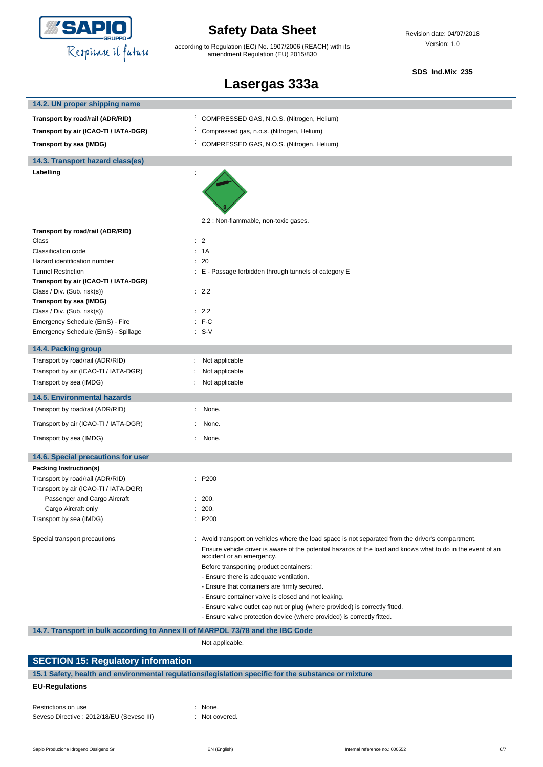#### 14.2. UN proper shipping name

| | |
|---|---|
| **Transport by road/rail (ADR/RID)** | : COMPRESSED GAS, N.O.S. (Nitrogen, Helium) |
| **Transport by air (ICAO-TI / IATA-DGR)** | : Compressed gas, n.o.s. (Nitrogen, Helium) |
| **Transport by sea (IMDG)** | : COMPRESSED GAS, N.O.S. (Nitrogen, Helium) |

#### 14.3. Transport hazard class(es)

**Labelling** :

2.2 : Non-flammable, non-toxic gases.

| | |
|---|---|
| **Transport by road/rail (ADR/RID)** | |
| Class | : 2 |
| Classification code | : 1A |
| Hazard identification number | : 20 |
| Tunnel Restriction | : E - Passage forbidden through tunnels of category E |
| **Transport by air (ICAO-TI / IATA-DGR)** | |
| Class / Div. (Sub. risk(s)) | : 2.2 |
| **Transport by sea (IMDG)** | |
| Class / Div. (Sub. risk(s)) | : 2.2 |
| Emergency Schedule (EmS) - Fire | : F-C |
| Emergency Schedule (EmS) - Spillage | : S-V |

#### 14.4. Packing group

| | |
|---|---|
| Transport by road/rail (ADR/RID) | : Not applicable |
| Transport by air (ICAO-TI / IATA-DGR) | : Not applicable |
| Transport by sea (IMDG) | : Not applicable |

#### 14.5. Environmental hazards

| | |
|---|---|
| Transport by road/rail (ADR/RID) | : None. |
| Transport by air (ICAO-TI / IATA-DGR) | : None. |
| Transport by sea (IMDG) | : None. |

#### 14.6. Special precautions for user

**Packing Instruction(s)**

| | |
|---|---|
| Transport by road/rail (ADR/RID) | : P200 |
| Transport by air (ICAO-TI / IATA-DGR) | |
| Passenger and Cargo Aircraft | : 200. |
| Cargo Aircraft only | : 200. |
| Transport by sea (IMDG) | : P200 |

Special transport precautions : Avoid transport on vehicles where the load space is not separated from the driver's compartment.

Ensure vehicle driver is aware of the potential hazards of the load and knows what to do in the event of an accident or an emergency.

Before transporting product containers:

- Ensure there is adequate ventilation.
- Ensure that containers are firmly secured.
- Ensure container valve is closed and not leaking.
- Ensure valve outlet cap nut or plug (where provided) is correctly fitted.
- Ensure valve protection device (where provided) is correctly fitted.

#### 14.7. Transport in bulk according to Annex II of MARPOL 73/78 and the IBC Code

Not applicable.

## SECTION 15: Regulatory information

#### 15.1 Safety, health and environmental regulations/legislation specific for the substance or mixture

**EU-Regulations**

| | |
|---|---|
| Restrictions on use | : None. |
| Seveso Directive : 2012/18/EU (Seveso III) | : Not covered. |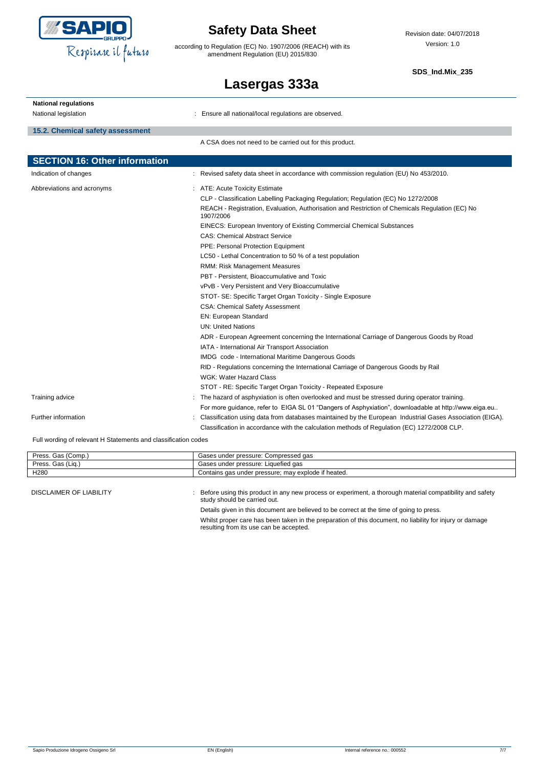**National regulations**

National legislation : Ensure all national/local regulations are observed.

### 15.2. Chemical safety assessment

A CSA does not need to be carried out for this product.

## SECTION 16: Other information

Indication of changes : Revised safety data sheet in accordance with commission regulation (EU) No 453/2010.

Abbreviations and acronyms :
- ATE: Acute Toxicity Estimate
- CLP - Classification Labelling Packaging Regulation; Regulation (EC) No 1272/2008
- REACH - Registration, Evaluation, Authorisation and Restriction of Chemicals Regulation (EC) No 1907/2006
- EINECS: European Inventory of Existing Commercial Chemical Substances
- CAS: Chemical Abstract Service
- PPE: Personal Protection Equipment
- LC50 - Lethal Concentration to 50 % of a test population
- RMM: Risk Management Measures
- PBT - Persistent, Bioaccumulative and Toxic
- vPvB - Very Persistent and Very Bioaccumulative
- STOT- SE: Specific Target Organ Toxicity - Single Exposure
- CSA: Chemical Safety Assessment
- EN: European Standard
- UN: United Nations
- ADR - European Agreement concerning the International Carriage of Dangerous Goods by Road
- IATA - International Air Transport Association
- IMDG code - International Maritime Dangerous Goods
- RID - Regulations concerning the International Carriage of Dangerous Goods by Rail
- WGK: Water Hazard Class
- STOT - RE: Specific Target Organ Toxicity - Repeated Exposure

Training advice : The hazard of asphyxiation is often overlooked and must be stressed during operator training.
For more guidance, refer to EIGA SL 01 "Dangers of Asphyxiation", downloadable at http://www.eiga.eu..

Further information : Classification using data from databases maintained by the European Industrial Gases Association (EIGA).
Classification in accordance with the calculation methods of Regulation (EC) 1272/2008 CLP.

Full wording of relevant H Statements and classification codes

| | |
|---|---|
| Press. Gas (Comp.) | Gases under pressure: Compressed gas |
| Press. Gas (Liq.) | Gases under pressure: Liquefied gas |
| H280 | Contains gas under pressure; may explode if heated. |

DISCLAIMER OF LIABILITY : Before using this product in any new process or experiment, a thorough material compatibility and safety study should be carried out.
Details given in this document are believed to be correct at the time of going to press.
Whilst proper care has been taken in the preparation of this document, no liability for injury or damage resulting from its use can be accepted.